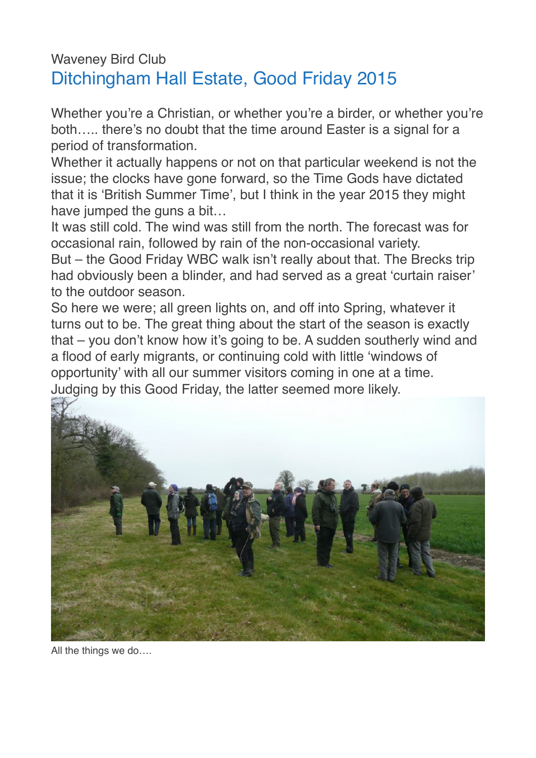Waveney Bird Club

# Ditchingham Hall Estate, Good Friday 2015

Whether you're a Christian, or whether you're a birder, or whether you're both….. there's no doubt that the time around Easter is a signal for a period of transformation.

Whether it actually happens or not on that particular weekend is not the issue; the clocks have gone forward, so the Time Gods have dictated that it is 'British Summer Time', but I think in the year 2015 they might have jumped the guns a bit…

It was still cold. The wind was still from the north. The forecast was for occasional rain, followed by rain of the non-occasional variety.

But – the Good Friday WBC walk isn't really about that. The Brecks trip had obviously been a blinder, and had served as a great 'curtain raiser' to the outdoor season.

So here we were; all green lights on, and off into Spring, whatever it turns out to be. The great thing about the start of the season is exactly that – you don't know how it's going to be. A sudden southerly wind and a flood of early migrants, or continuing cold with little 'windows of opportunity' with all our summer visitors coming in one at a time. Judging by this Good Friday, the latter seemed more likely.

All the things we do….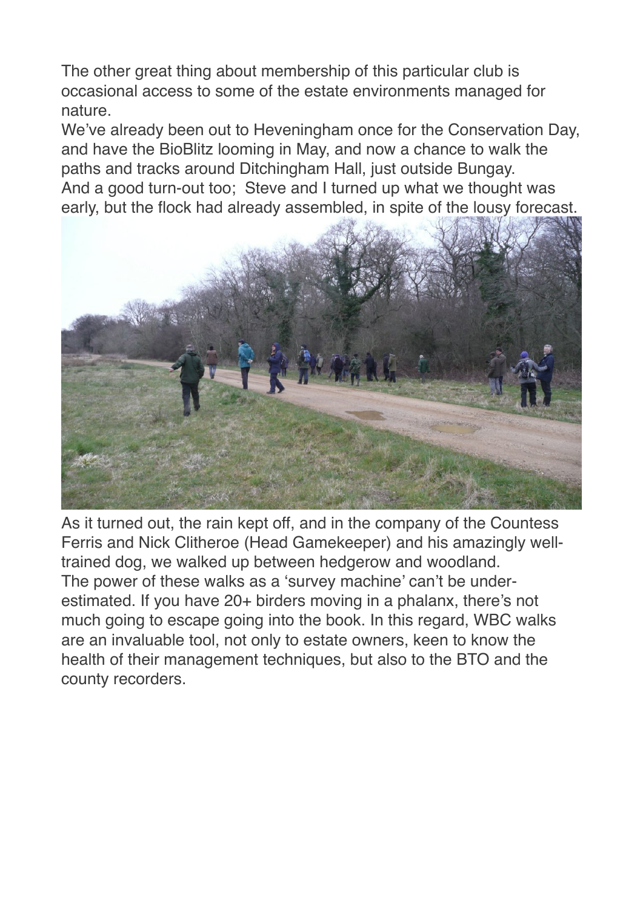The other great thing about membership of this particular club is occasional access to some of the estate environments managed for nature.

We've already been out to Heveningham once for the Conservation Day, and have the BioBlitz looming in May, and now a chance to walk the paths and tracks around Ditchingham Hall, just outside Bungay.

And a good turn-out too; Steve and I turned up what we thought was early, but the flock had already assembled, in spite of the lousy forecast.

As it turned out, the rain kept off, and in the company of the Countess Ferris and Nick Clitheroe (Head Gamekeeper) and his amazingly well-trained dog, we walked up between hedgerow and woodland.

The power of these walks as a 'survey machine' can't be under-estimated. If you have 20+ birders moving in a phalanx, there's not much going to escape going into the book. In this regard, WBC walks are an invaluable tool, not only to estate owners, keen to know the health of their management techniques, but also to the BTO and the county recorders.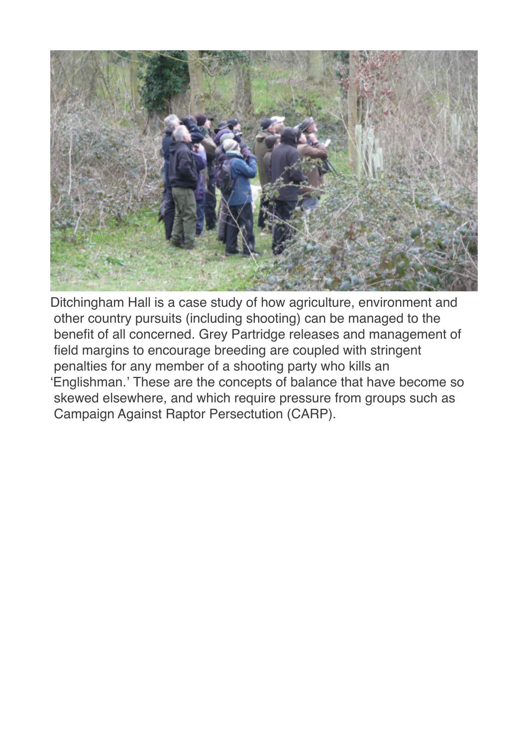Ditchingham Hall is a case study of how agriculture, environment and other country pursuits (including shooting) can be managed to the benefit of all concerned. Grey Partridge releases and management of field margins to encourage breeding are coupled with stringent penalties for any member of a shooting party who kills an 'Englishman.' These are the concepts of balance that have become so skewed elsewhere, and which require pressure from groups such as Campaign Against Raptor Persectution (CARP).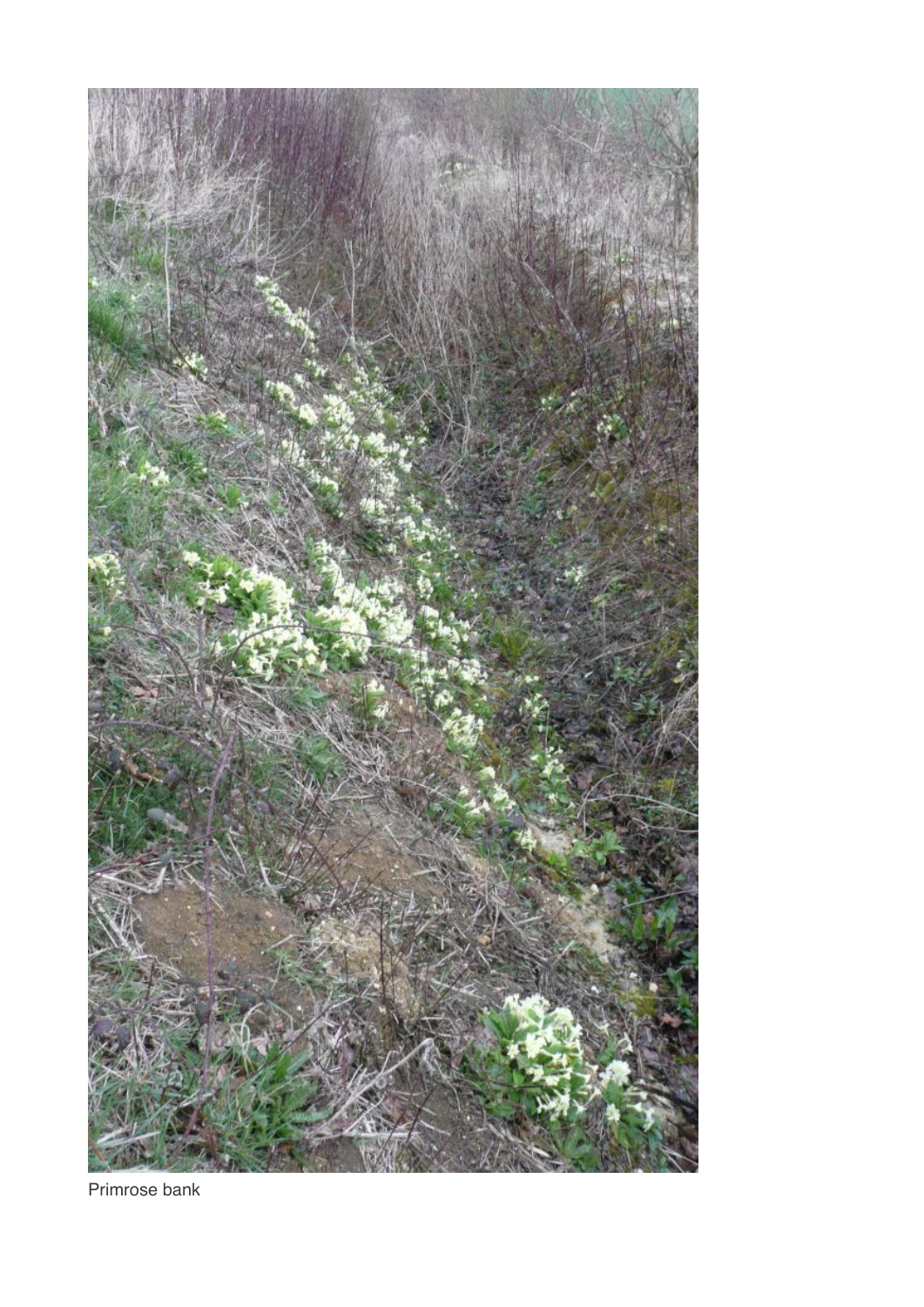Primrose bank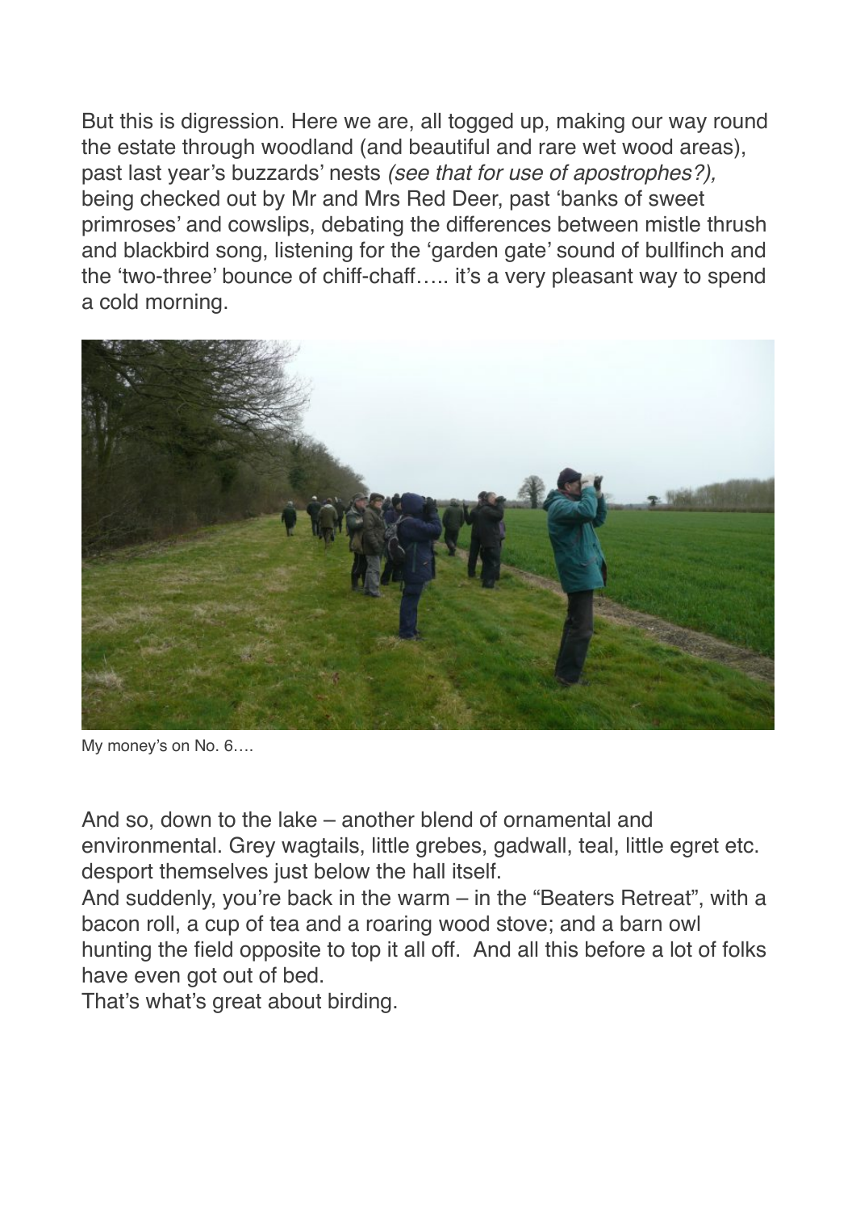But this is digression. Here we are, all togged up, making our way round the estate through woodland (and beautiful and rare wet wood areas), past last year's buzzards' nests *(see that for use of apostrophes?),* being checked out by Mr and Mrs Red Deer, past 'banks of sweet primroses' and cowslips, debating the differences between mistle thrush and blackbird song, listening for the 'garden gate' sound of bullfinch and the 'two-three' bounce of chiff-chaff….. it's a very pleasant way to spend a cold morning.

My money's on No. 6….

And so, down to the lake – another blend of ornamental and environmental. Grey wagtails, little grebes, gadwall, teal, little egret etc. desport themselves just below the hall itself.

And suddenly, you're back in the warm – in the "Beaters Retreat", with a bacon roll, a cup of tea and a roaring wood stove; and a barn owl hunting the field opposite to top it all off. And all this before a lot of folks have even got out of bed.

That's what's great about birding.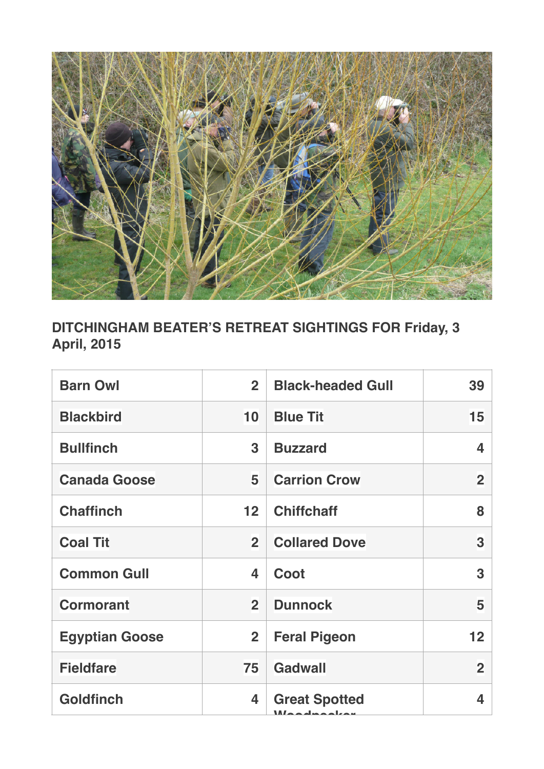**DITCHINGHAM BEATER'S RETREAT SIGHTINGS FOR Friday, 3 April, 2015**

| Barn Owl | 2 | Black-headed Gull | 39 |
|---|---|---|---|
| Blackbird | 10 | Blue Tit | 15 |
| Bullfinch | 3 | Buzzard | 4 |
| Canada Goose | 5 | Carrion Crow | 2 |
| Chaffinch | 12 | Chiffchaff | 8 |
| Coal Tit | 2 | Collared Dove | 3 |
| Common Gull | 4 | Coot | 3 |
| Cormorant | 2 | Dunnock | 5 |
| Egyptian Goose | 2 | Feral Pigeon | 12 |
| Fieldfare | 75 | Gadwall | 2 |
| Goldfinch | 4 | Great Spotted Woodpecker | 4 |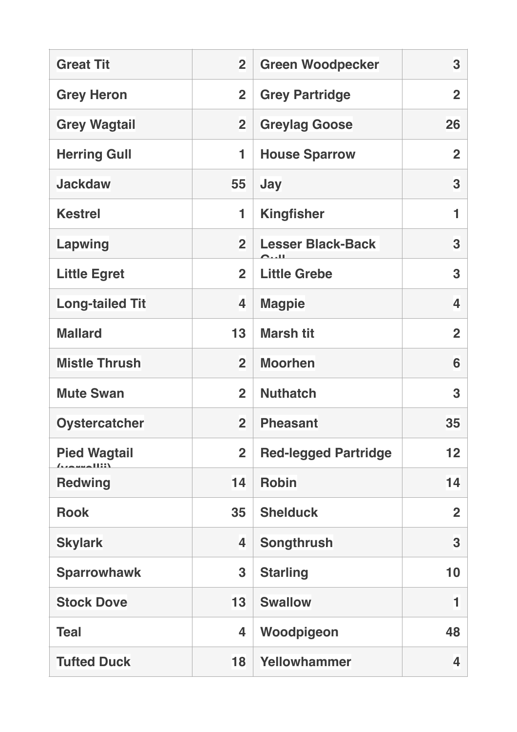| Great Tit | 2 | Green Woodpecker | 3 |
|---|---|---|---|
| Grey Heron | 2 | Grey Partridge | 2 |
| Grey Wagtail | 2 | Greylag Goose | 26 |
| Herring Gull | 1 | House Sparrow | 2 |
| Jackdaw | 55 | Jay | 3 |
| Kestrel | 1 | Kingfisher | 1 |
| Lapwing | 2 | Lesser Black-Back Gull | 3 |
| Little Egret | 2 | Little Grebe | 3 |
| Long-tailed Tit | 4 | Magpie | 4 |
| Mallard | 13 | Marsh tit | 2 |
| Mistle Thrush | 2 | Moorhen | 6 |
| Mute Swan | 2 | Nuthatch | 3 |
| Oystercatcher | 2 | Pheasant | 35 |
| Pied Wagtail (yarrellii) | 2 | Red-legged Partridge | 12 |
| Redwing | 14 | Robin | 14 |
| Rook | 35 | Shelduck | 2 |
| Skylark | 4 | Songthrush | 3 |
| Sparrowhawk | 3 | Starling | 10 |
| Stock Dove | 13 | Swallow | 1 |
| Teal | 4 | Woodpigeon | 48 |
| Tufted Duck | 18 | Yellowhammer | 4 |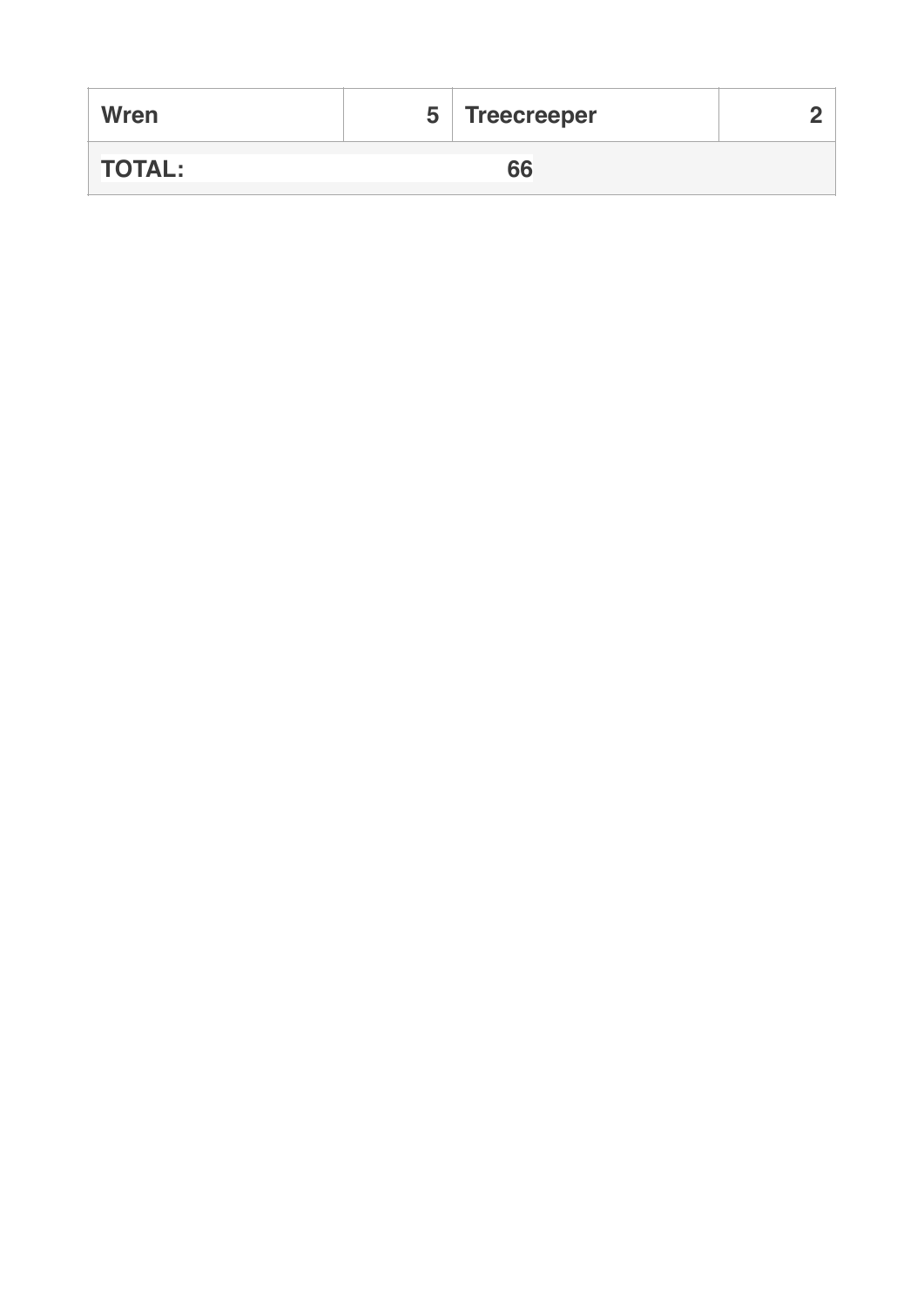| | | | |
|---|---|---|---|
| **Wren** | **5** | **Treecreeper** | **2** |
| **TOTAL:** | | **66** | |